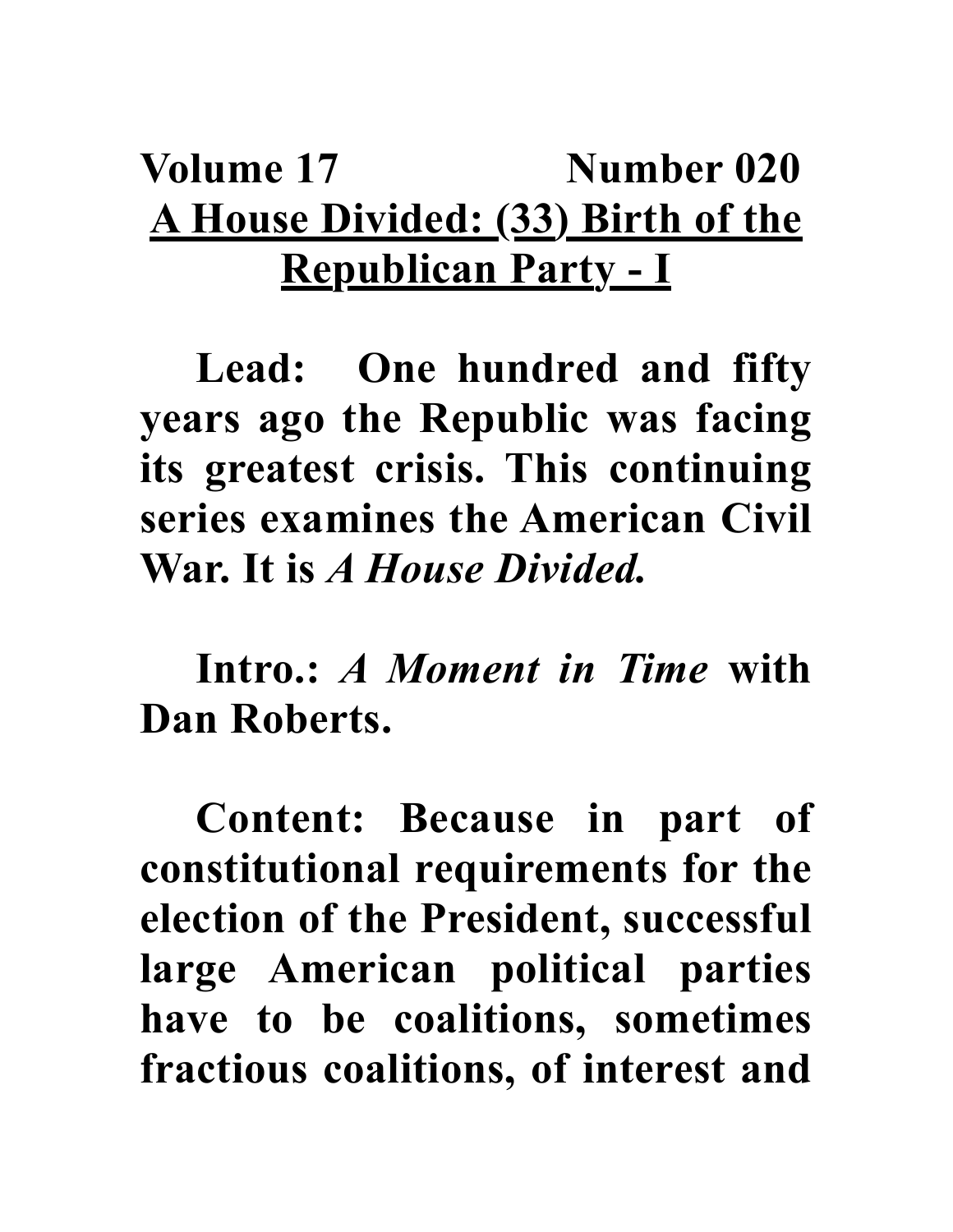**Volume 17 Number 020**

# A House Divided: (33) Birth of the Republican Party - I

**Lead:** One hundred and fifty years ago the Republic was facing its greatest crisis. This continuing series examines the American Civil War. It is *A House Divided.*

**Intro.:** *A Moment in Time* with Dan Roberts.

**Content:** Because in part of constitutional requirements for the election of the President, successful large American political parties have to be coalitions, sometimes fractious coalitions, of interest and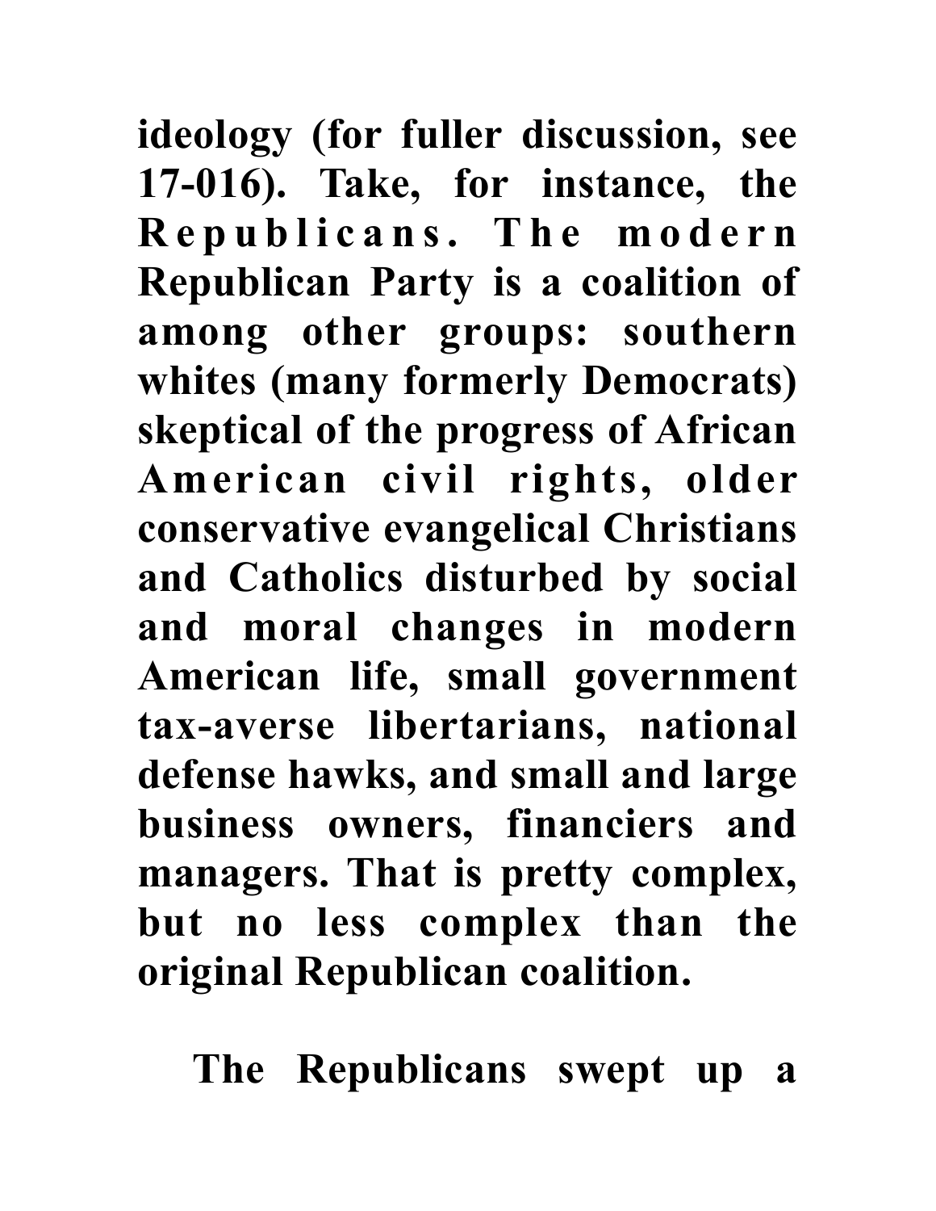**ideology (for fuller discussion, see 17-016). Take, for instance, the Republicans. The modern Republican Party is a coalition of among other groups: southern whites (many formerly Democrats) skeptical of the progress of African American civil rights, older conservative evangelical Christians and Catholics disturbed by social and moral changes in modern American life, small government tax-averse libertarians, national defense hawks, and small and large business owners, financiers and managers. That is pretty complex, but no less complex than the original Republican coalition.**

**The Republicans swept up a**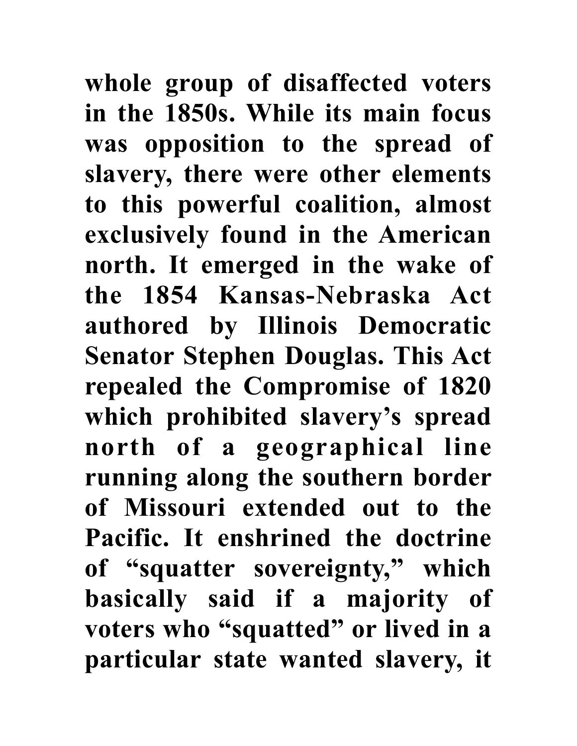**whole group of disaffected voters in the 1850s. While its main focus was opposition to the spread of slavery, there were other elements to this powerful coalition, almost exclusively found in the American north. It emerged in the wake of the 1854 Kansas-Nebraska Act authored by Illinois Democratic Senator Stephen Douglas. This Act repealed the Compromise of 1820 which prohibited slavery's spread north of a geographical line running along the southern border of Missouri extended out to the Pacific. It enshrined the doctrine of "squatter sovereignty," which basically said if a majority of voters who "squatted" or lived in a particular state wanted slavery, it**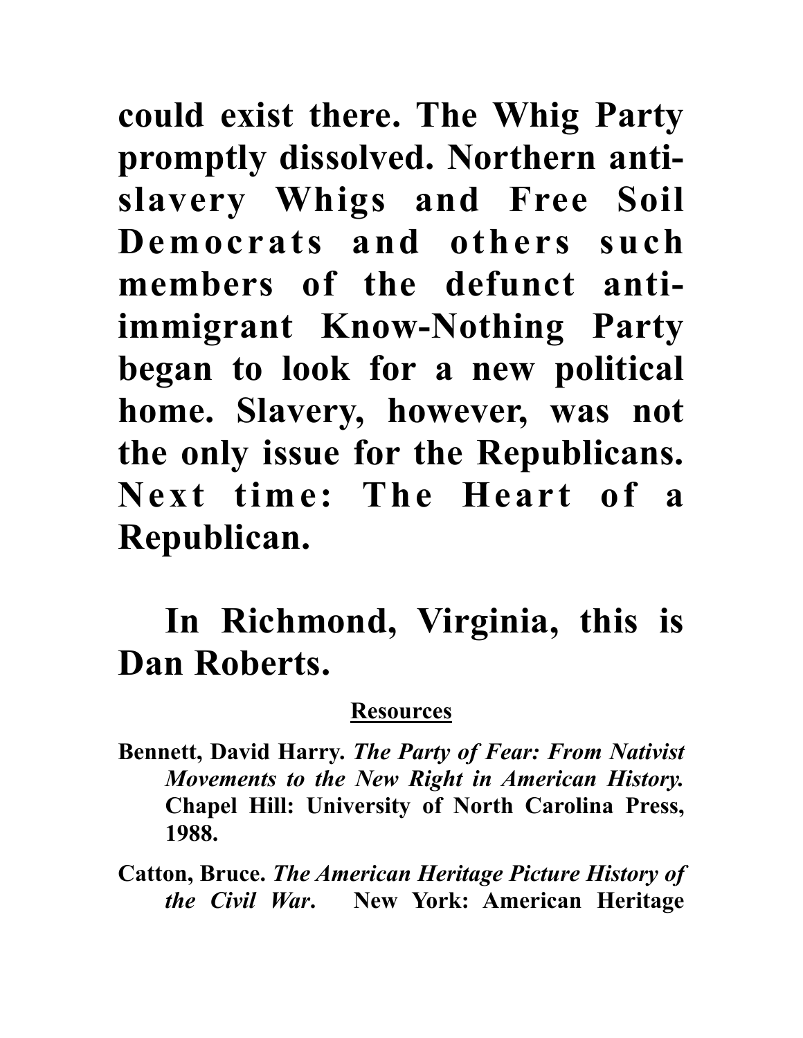could exist there. The Whig Party promptly dissolved. Northern anti-slavery Whigs and Free Soil Democrats and others such members of the defunct anti-immigrant Know-Nothing Party began to look for a new political home. Slavery, however, was not the only issue for the Republicans. Next time: The Heart of a Republican.

In Richmond, Virginia, this is Dan Roberts.

## Resources

Bennett, David Harry. *The Party of Fear: From Nativist Movements to the New Right in American History.* Chapel Hill: University of North Carolina Press, 1988.

Catton, Bruce. *The American Heritage Picture History of the Civil War.* New York: American Heritage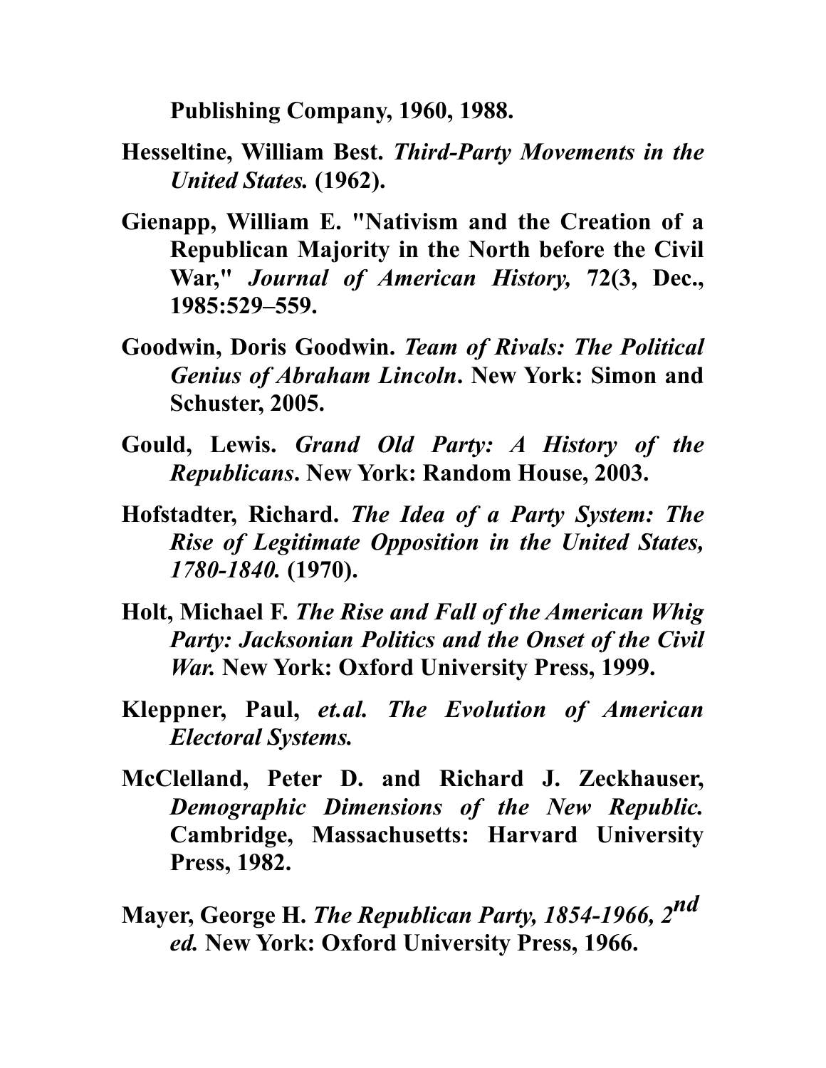**Publishing Company, 1960, 1988.**

**Hesseltine, William Best.** ***Third-Party Movements in the United States.*** **(1962).**

**Gienapp, William E. "Nativism and the Creation of a Republican Majority in the North before the Civil War,"** ***Journal of American History,*** **72(3, Dec., 1985:529–559.**

**Goodwin, Doris Goodwin.** ***Team of Rivals: The Political Genius of Abraham Lincoln*****. New York: Simon and Schuster, 2005.**

**Gould, Lewis.** ***Grand Old Party: A History of the Republicans*****. New York: Random House, 2003.**

**Hofstadter, Richard.** ***The Idea of a Party System: The Rise of Legitimate Opposition in the United States, 1780-1840.*** **(1970).**

**Holt, Michael F.** ***The Rise and Fall of the American Whig Party: Jacksonian Politics and the Onset of the Civil War.*** **New York: Oxford University Press, 1999.**

**Kleppner, Paul,** ***et.al. The Evolution of American Electoral Systems.***

**McClelland, Peter D. and Richard J. Zeckhauser,** ***Demographic Dimensions of the New Republic.*** **Cambridge, Massachusetts: Harvard University Press, 1982.**

**Mayer, George H.** ***The Republican Party, 1854-1966, 2nd ed.*** **New York: Oxford University Press, 1966.**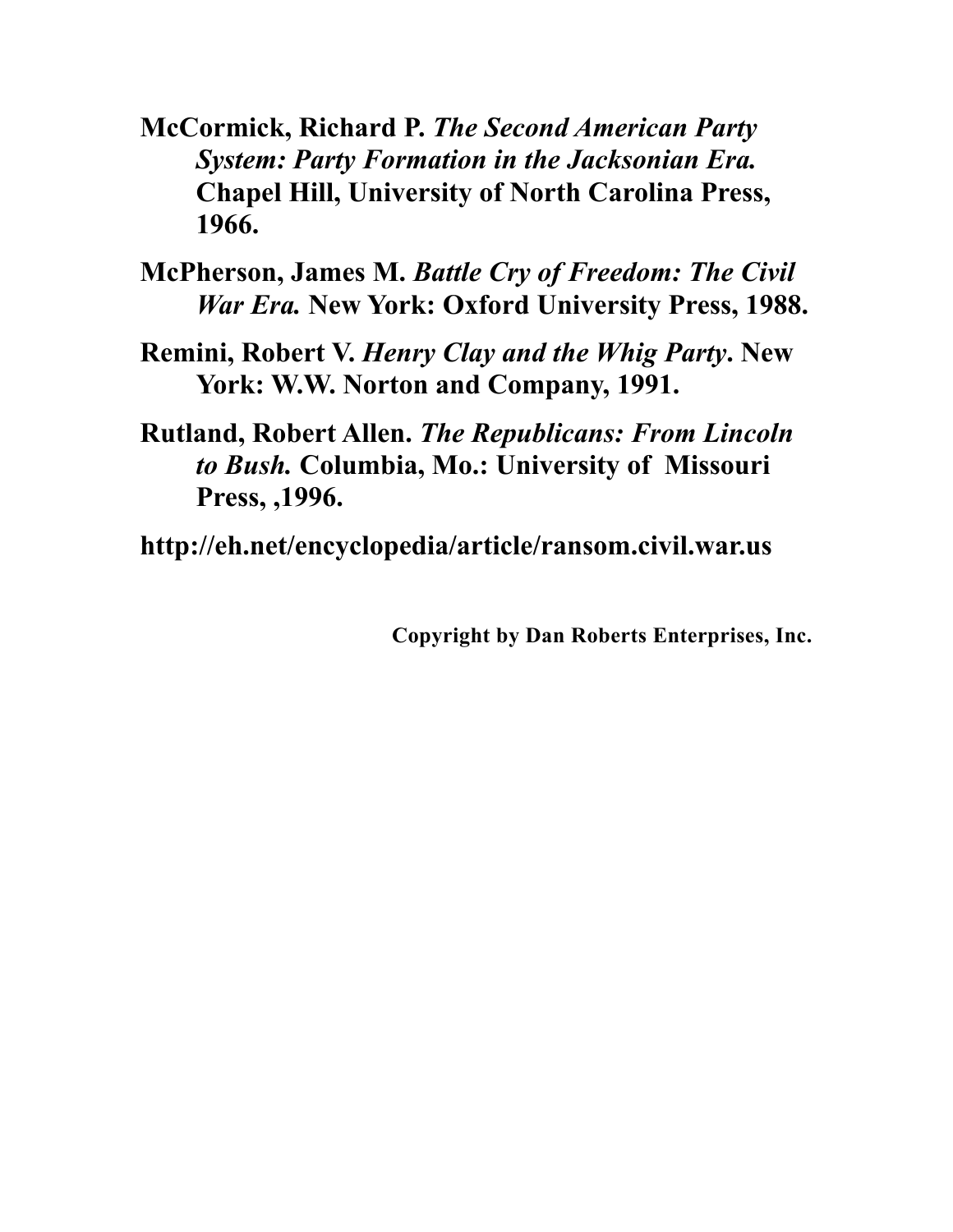**McCormick, Richard P.** ***The Second American Party System: Party Formation in the Jacksonian Era.*** **Chapel Hill, University of North Carolina Press, 1966.**

**McPherson, James M.** ***Battle Cry of Freedom: The Civil War Era.*** **New York: Oxford University Press, 1988.**

**Remini, Robert V.** ***Henry Clay and the Whig Party*****. New York: W.W. Norton and Company, 1991.**

**Rutland, Robert Allen.** ***The Republicans: From Lincoln to Bush.*** **Columbia, Mo.: University of Missouri Press, ,1996.**

**http://eh.net/encyclopedia/article/ransom.civil.war.us**

**Copyright by Dan Roberts Enterprises, Inc.**